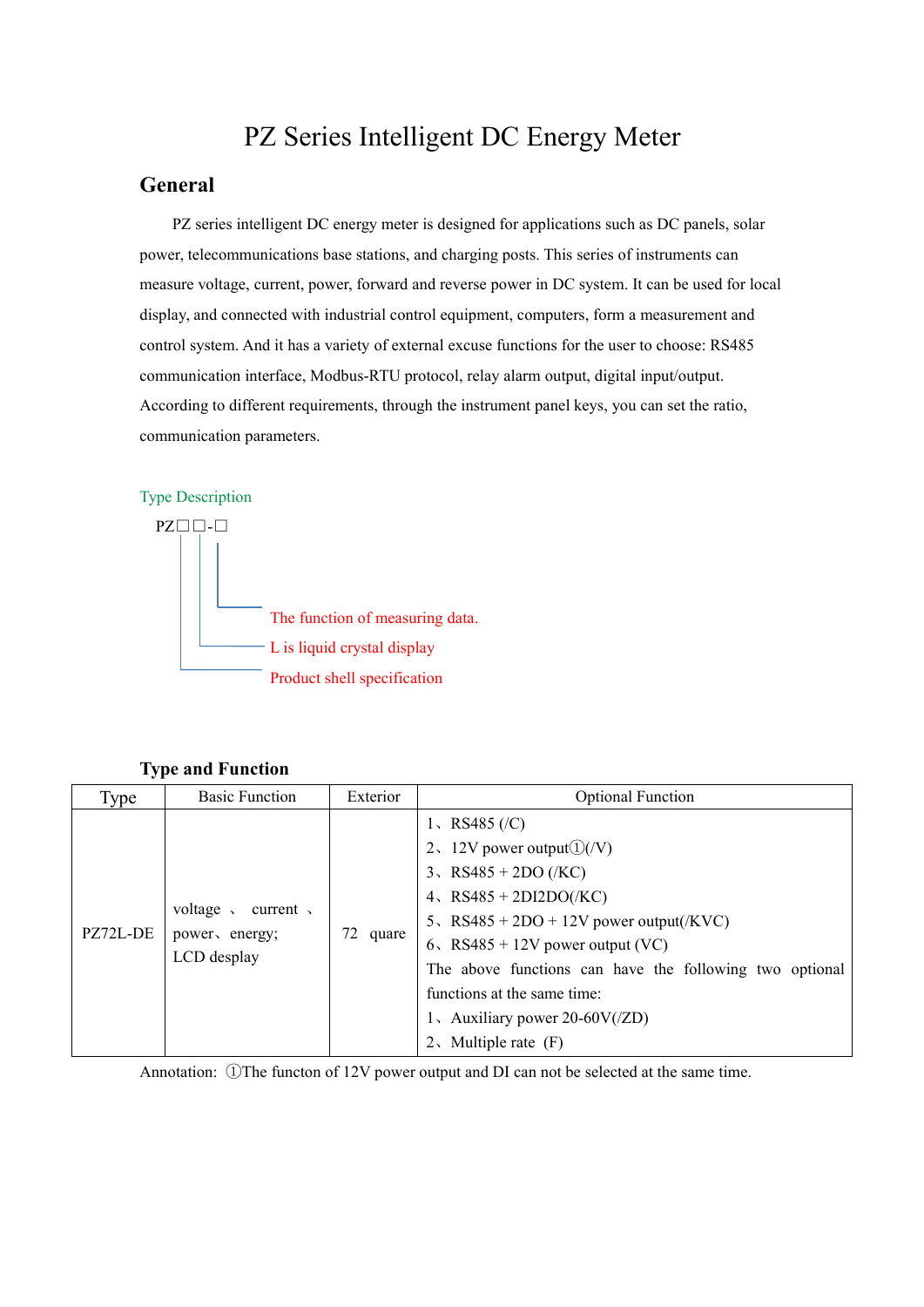# PZ Series Intelligent DC Energy Meter

## General

PZ series intelligent DC energy meter is designed for applications such as DC panels, solar power, telecommunications base stations, and charging posts. This series of instruments can measure voltage, current, power, forward and reverse power in DC system. It can be used for local display, and connected with industrial control equipment, computers, form a measurement and control system. And it has a variety of external excuse functions for the user to choose: RS485 communication interface, Modbus-RTU protocol, relay alarm output, digital input/output. According to different requirements, through the instrument panel keys, you can set the ratio, communication parameters.

Type Description

PZ□□-□

- The function of measuring data.
- L is liquid crystal display
- Product shell specification

### Type and Function

| Type | Basic Function | Exterior | Optional Function |
|---|---|---|---|
| PZ72L-DE | voltage 、 current 、 power、energy; LCD desplay | 72 quare | 1、RS485 (/C)<br>2、12V power output①(/V)<br>3、RS485 + 2DO (/KC)<br>4、RS485 + 2DI2DO(/KC)<br>5、RS485 + 2DO + 12V power output(/KVC)<br>6、RS485 + 12V power output (VC)<br>The above functions can have the following two optional functions at the same time:<br>1、Auxiliary power 20-60V(/ZD)<br>2、Multiple rate (F) |

Annotation: ①The functon of 12V power output and DI can not be selected at the same time.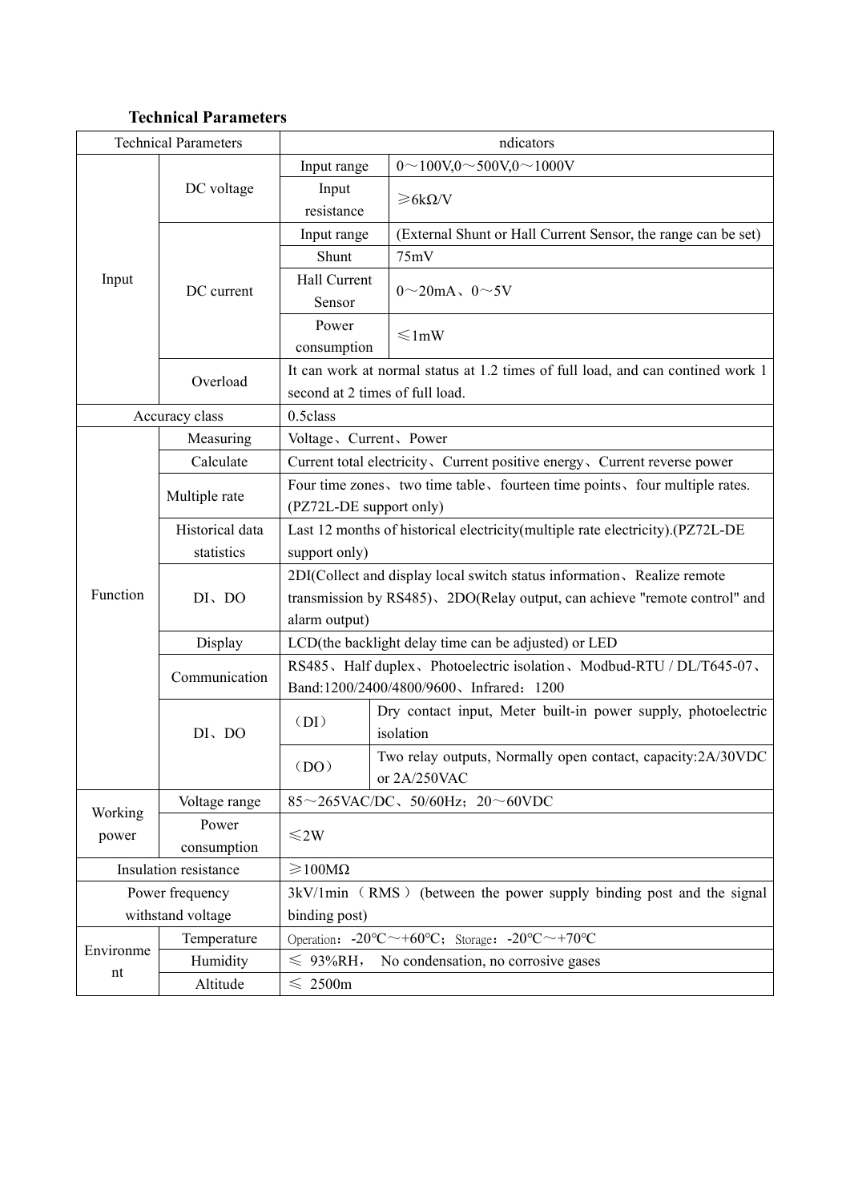**Technical Parameters**

| Technical Parameters | | ndicators | |
|---|---|---|---|
| Input | DC voltage | Input range | 0～100V,0～500V,0～1000V |
| | | Input resistance | ≥6kΩ/V |
| | DC current | Input range | (External Shunt or Hall Current Sensor, the range can be set) |
| | | Shunt | 75mV |
| | | Hall Current Sensor | 0～20mA、0～5V |
| | | Power consumption | ≤1mW |
| | Overload | It can work at normal status at 1.2 times of full load, and can contined work 1 second at 2 times of full load. | |
| Accuracy class | | 0.5class | |
| Function | Measuring | Voltage、Current、Power | |
| | Calculate | Current total electricity、Current positive energy、Current reverse power | |
| | Multiple rate | Four time zones、two time table、fourteen time points、four multiple rates. (PZ72L-DE support only) | |
| | Historical data statistics | Last 12 months of historical electricity(multiple rate electricity).(PZ72L-DE support only) | |
| | DI、DO | 2DI(Collect and display local switch status information、Realize remote transmission by RS485)、2DO(Relay output, can achieve "remote control" and alarm output) | |
| | Display | LCD(the backlight delay time can be adjusted) or LED | |
| | Communication | RS485、Half duplex、Photoelectric isolation、Modbud-RTU / DL/T645-07、Band:1200/2400/4800/9600、Infrared：1200 | |
| | DI、DO | （DI） | Dry contact input, Meter built-in power supply, photoelectric isolation |
| | | （DO） | Two relay outputs, Normally open contact, capacity:2A/30VDC or 2A/250VAC |
| Working power | Voltage range | 85～265VAC/DC、50/60Hz；20～60VDC | |
| | Power consumption | ≤2W | |
| Insulation resistance | | ≥100MΩ | |
| Power frequency withstand voltage | | 3kV/1min （RMS） (between the power supply binding post and the signal binding post) | |
| Environment | Temperature | Operation：-20℃～+60℃；Storage：-20℃～+70℃ | |
| | Humidity | ≤ 93%RH， No condensation, no corrosive gases | |
| | Altitude | ≤ 2500m | |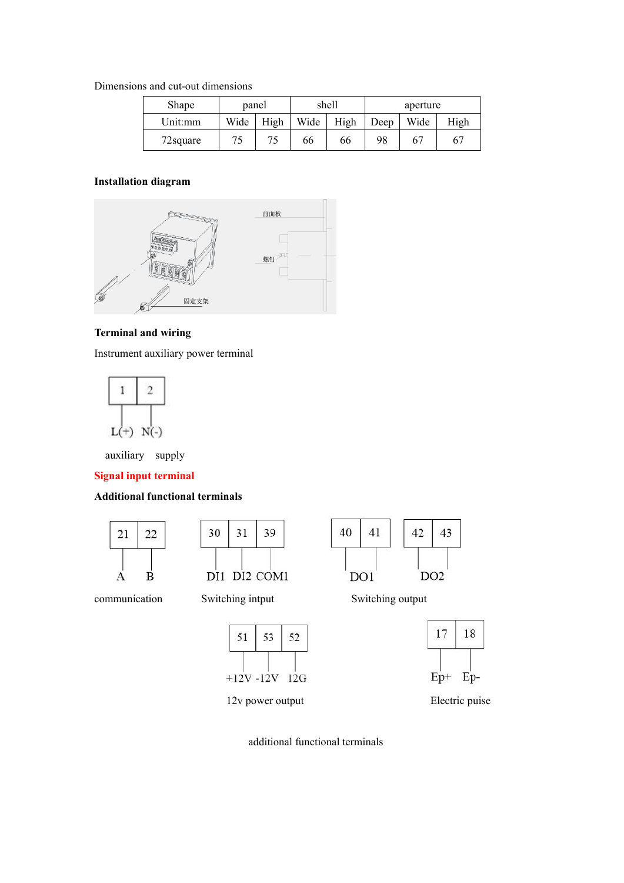Dimensions and cut-out dimensions

| Shape | panel | | shell | | | aperture | |
|---|---|---|---|---|---|---|---|
| Unit:mm | Wide | High | Wide | High | Deep | Wide | High |
| 72square | 75 | 75 | 66 | 66 | 98 | 67 | 67 |

**Installation diagram**

前面板

螺钉

固定支架

**Terminal and wiring**

Instrument auxiliary power terminal

| 1 | 2 |
|---|---|
| L(+) | N(-) |

auxiliary supply

**Signal input terminal**

**Additional functional terminals**

| 21 | 22 |
|---|---|
| A | B |

communication

| 30 | 31 | 39 |
|---|---|---|
| DI1 | DI2 | COM1 |

Switching intput

| 40 | 41 |
|---|---|
| DO1 | |

| 42 | 43 |
|---|---|
| DO2 | |

Switching output

| 51 | 53 | 52 |
|---|---|---|
| +12V | -12V | 12G |

12v power output

| 17 | 18 |
|---|---|
| Ep+ | Ep- |

Electric puise

additional functional terminals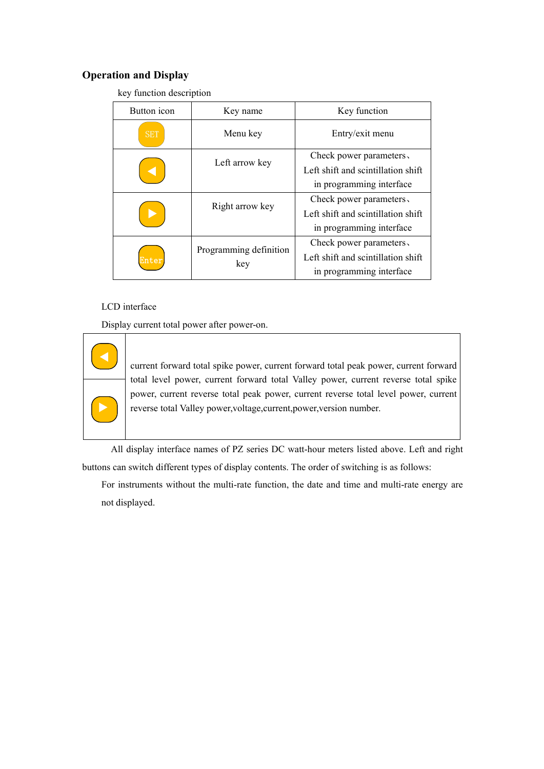## Operation and Display

key function description

| Button icon | Key name | Key function |
|---|---|---|
| SET | Menu key | Entry/exit menu |
| ◀ | Left arrow key | Check power parameters、Left shift and scintillation shift in programming interface |
| ▶ | Right arrow key | Check power parameters、Left shift and scintillation shift in programming interface |
| Enter | Programming definition key | Check power parameters、Left shift and scintillation shift in programming interface |

LCD interface

Display current total power after power-on.

| | |
|---|---|
| ◀ ▶ | current forward total spike power, current forward total peak power, current forward total level power, current forward total Valley power, current reverse total spike power, current reverse total peak power, current reverse total level power, current reverse total Valley power,voltage,current,power,version number. |

All display interface names of PZ series DC watt-hour meters listed above. Left and right buttons can switch different types of display contents. The order of switching is as follows:

For instruments without the multi-rate function, the date and time and multi-rate energy are not displayed.